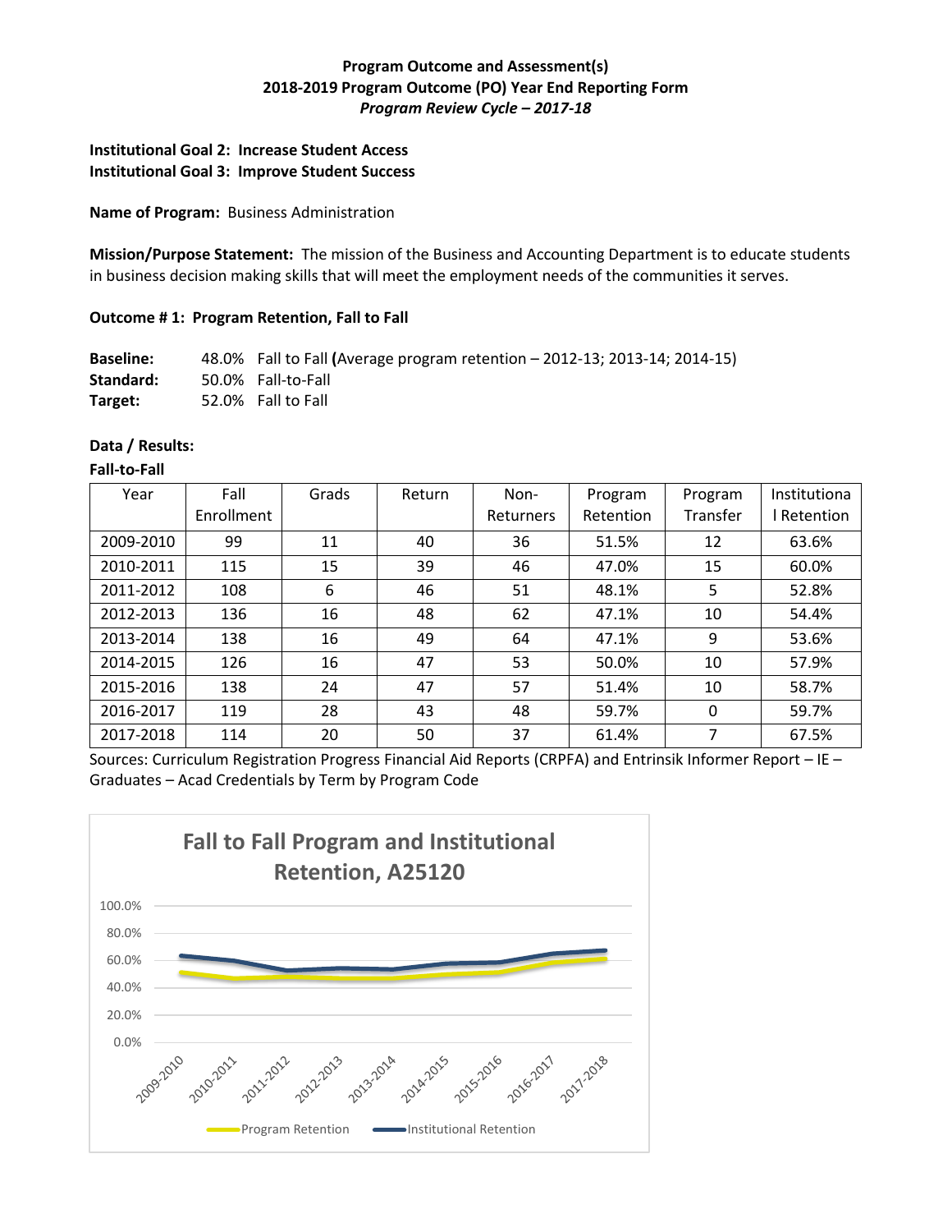**Program Outcome and Assessment(s)**
**2018-2019 Program Outcome (PO) Year End Reporting Form**
***Program Review Cycle – 2017-18***

**Institutional Goal 2: Increase Student Access**
**Institutional Goal 3: Improve Student Success**

**Name of Program:** Business Administration

**Mission/Purpose Statement:** The mission of the Business and Accounting Department is to educate students in business decision making skills that will meet the employment needs of the communities it serves.

**Outcome # 1: Program Retention, Fall to Fall**

**Baseline:** 48.0% Fall to Fall **(**Average program retention – 2012-13; 2013-14; 2014-15)
**Standard:** 50.0% Fall-to-Fall
**Target:** 52.0% Fall to Fall

**Data / Results:**

**Fall-to-Fall**

| Year | Fall Enrollment | Grads | Return | Non-Returners | Program Retention | Program Transfer | Institutional Retention |
|---|---|---|---|---|---|---|---|
| 2009-2010 | 99 | 11 | 40 | 36 | 51.5% | 12 | 63.6% |
| 2010-2011 | 115 | 15 | 39 | 46 | 47.0% | 15 | 60.0% |
| 2011-2012 | 108 | 6 | 46 | 51 | 48.1% | 5 | 52.8% |
| 2012-2013 | 136 | 16 | 48 | 62 | 47.1% | 10 | 54.4% |
| 2013-2014 | 138 | 16 | 49 | 64 | 47.1% | 9 | 53.6% |
| 2014-2015 | 126 | 16 | 47 | 53 | 50.0% | 10 | 57.9% |
| 2015-2016 | 138 | 24 | 47 | 57 | 51.4% | 10 | 58.7% |
| 2016-2017 | 119 | 28 | 43 | 48 | 59.7% | 0 | 59.7% |
| 2017-2018 | 114 | 20 | 50 | 37 | 61.4% | 7 | 67.5% |

Sources: Curriculum Registration Progress Financial Aid Reports (CRPFA) and Entrinsik Informer Report – IE – Graduates – Acad Credentials by Term by Program Code

**Fall to Fall Program and Institutional Retention, A25120**

Program Retention — Institutional Retention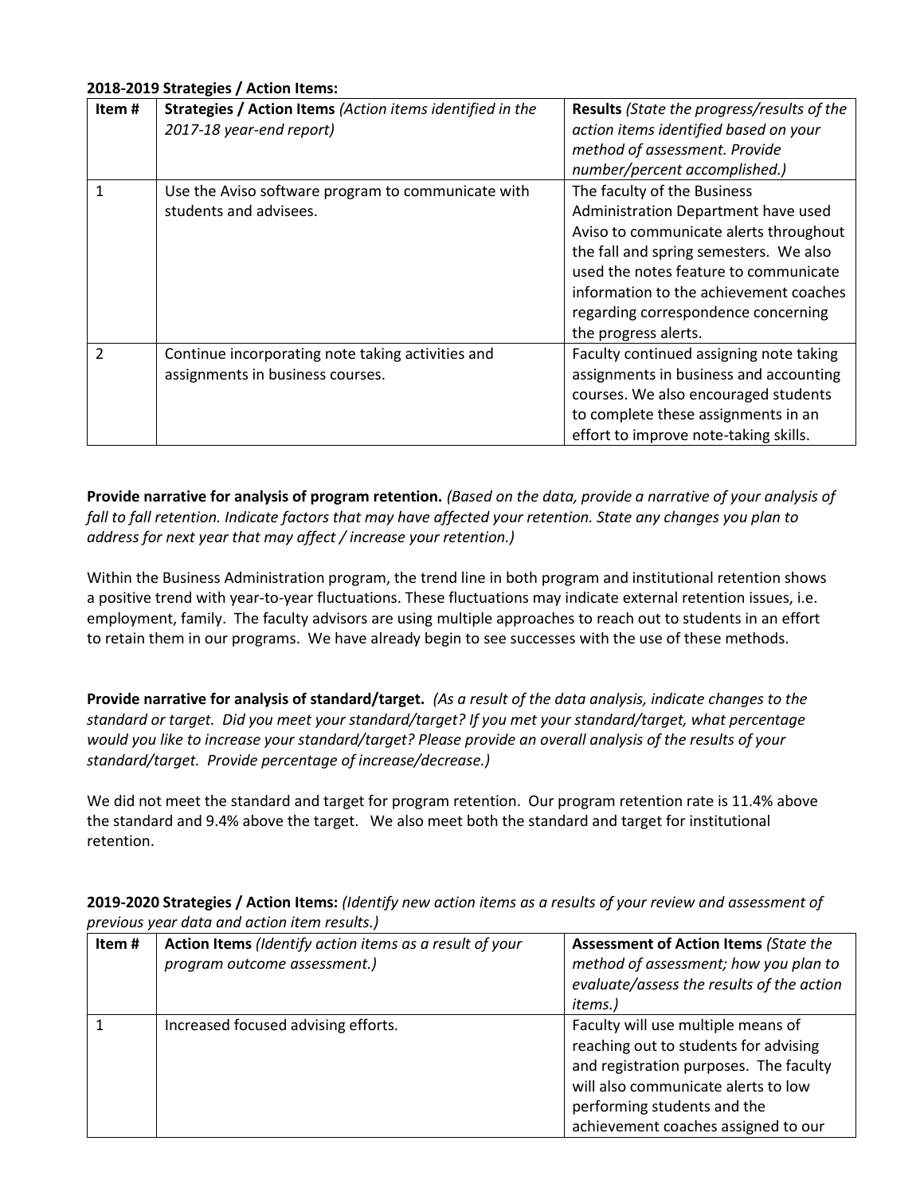**2018-2019 Strategies / Action Items:**

| Item # | **Strategies / Action Items** *(Action items identified in the 2017-18 year-end report)* | **Results** *(State the progress/results of the action items identified based on your method of assessment. Provide number/percent accomplished.)* |
|---|---|---|
| 1 | Use the Aviso software program to communicate with students and advisees. | The faculty of the Business Administration Department have used Aviso to communicate alerts throughout the fall and spring semesters. We also used the notes feature to communicate information to the achievement coaches regarding correspondence concerning the progress alerts. |
| 2 | Continue incorporating note taking activities and assignments in business courses. | Faculty continued assigning note taking assignments in business and accounting courses. We also encouraged students to complete these assignments in an effort to improve note-taking skills. |

**Provide narrative for analysis of program retention.** *(Based on the data, provide a narrative of your analysis of fall to fall retention. Indicate factors that may have affected your retention. State any changes you plan to address for next year that may affect / increase your retention.)*

Within the Business Administration program, the trend line in both program and institutional retention shows a positive trend with year-to-year fluctuations. These fluctuations may indicate external retention issues, i.e. employment, family. The faculty advisors are using multiple approaches to reach out to students in an effort to retain them in our programs. We have already begin to see successes with the use of these methods.

**Provide narrative for analysis of standard/target.** *(As a result of the data analysis, indicate changes to the standard or target. Did you meet your standard/target? If you met your standard/target, what percentage would you like to increase your standard/target? Please provide an overall analysis of the results of your standard/target. Provide percentage of increase/decrease.)*

We did not meet the standard and target for program retention. Our program retention rate is 11.4% above the standard and 9.4% above the target. We also meet both the standard and target for institutional retention.

**2019-2020 Strategies / Action Items:** *(Identify new action items as a results of your review and assessment of previous year data and action item results.)*

| Item # | **Action Items** *(Identify action items as a result of your program outcome assessment.)* | **Assessment of Action Items** *(State the method of assessment; how you plan to evaluate/assess the results of the action items.)* |
|---|---|---|
| 1 | Increased focused advising efforts. | Faculty will use multiple means of reaching out to students for advising and registration purposes. The faculty will also communicate alerts to low performing students and the achievement coaches assigned to our |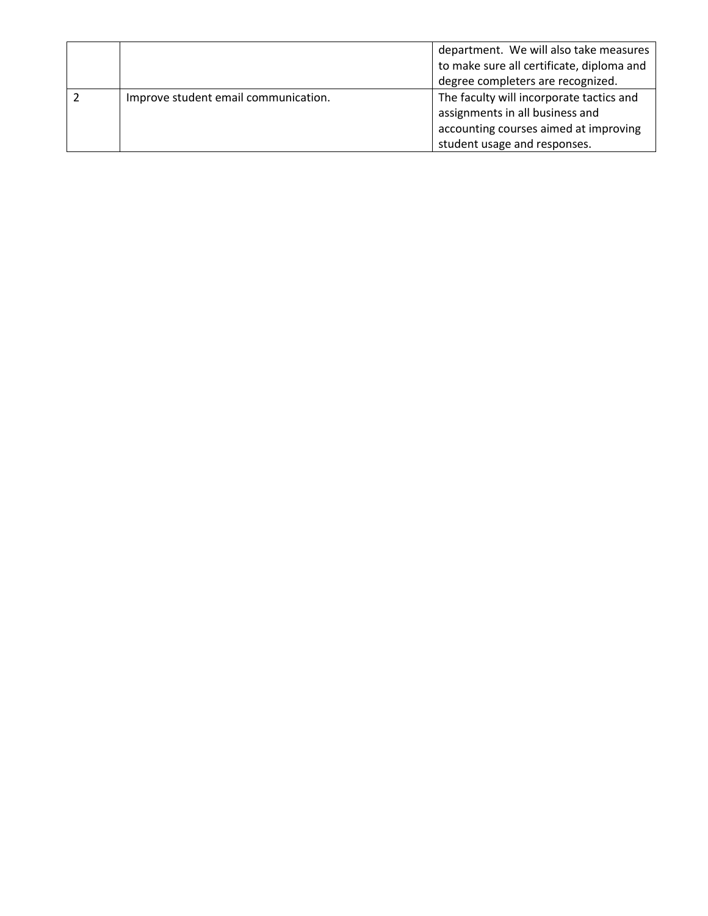| | | |
|---|---|---|
| | | department. We will also take measures to make sure all certificate, diploma and degree completers are recognized. |
| 2 | Improve student email communication. | The faculty will incorporate tactics and assignments in all business and accounting courses aimed at improving student usage and responses. |